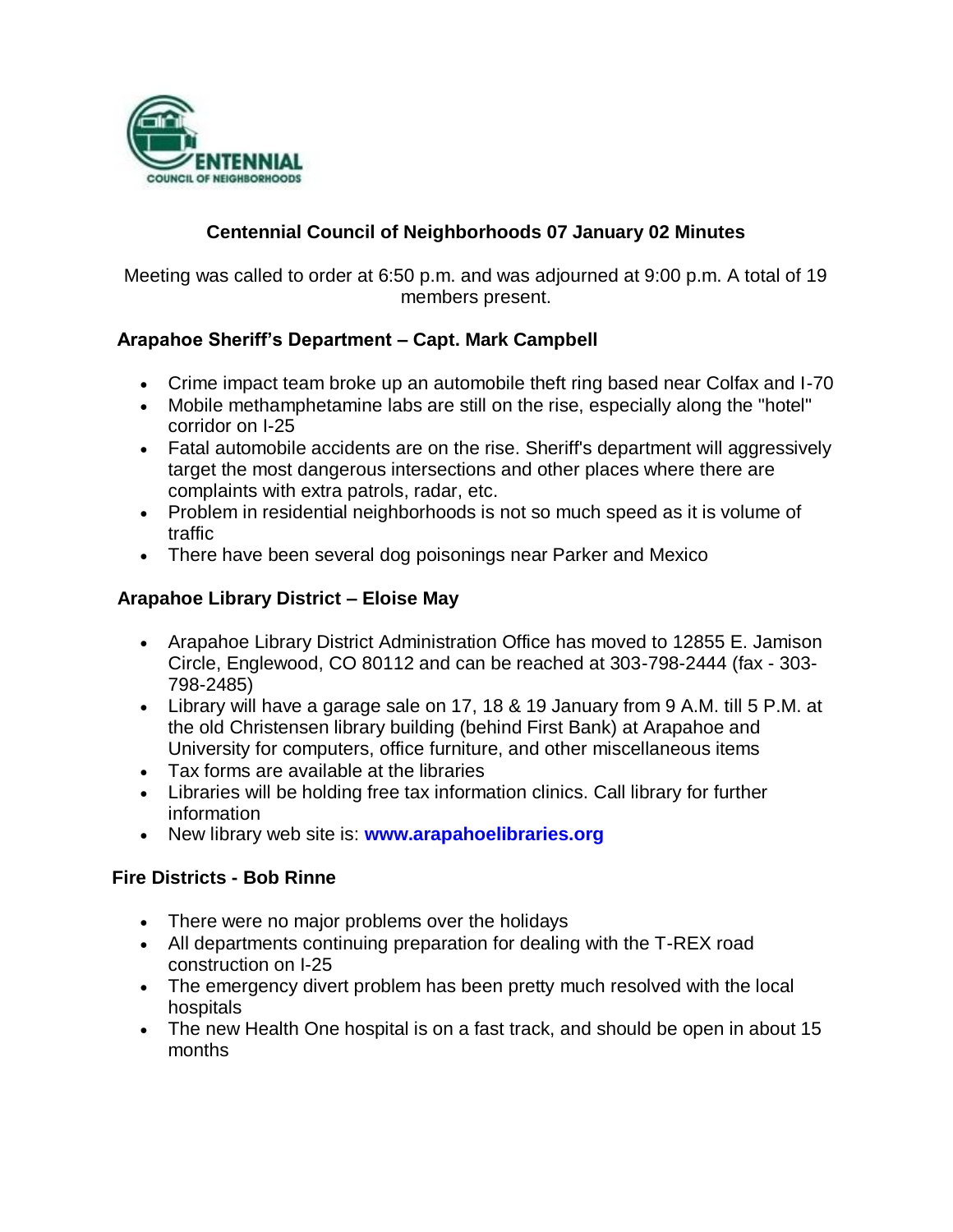# Centennial Council of Neighborhoods 07 January 02 Minutes

Meeting was called to order at 6:50 p.m. and was adjourned at 9:00 p.m. A total of 19 members present.

## Arapahoe Sheriff's Department – Capt. Mark Campbell

- Crime impact team broke up an automobile theft ring based near Colfax and I-70
- Mobile methamphetamine labs are still on the rise, especially along the "hotel" corridor on I-25
- Fatal automobile accidents are on the rise. Sheriff's department will aggressively target the most dangerous intersections and other places where there are complaints with extra patrols, radar, etc.
- Problem in residential neighborhoods is not so much speed as it is volume of traffic
- There have been several dog poisonings near Parker and Mexico

## Arapahoe Library District – Eloise May

- Arapahoe Library District Administration Office has moved to 12855 E. Jamison Circle, Englewood, CO 80112 and can be reached at 303-798-2444 (fax - 303-798-2485)
- Library will have a garage sale on 17, 18 & 19 January from 9 A.M. till 5 P.M. at the old Christensen library building (behind First Bank) at Arapahoe and University for computers, office furniture, and other miscellaneous items
- Tax forms are available at the libraries
- Libraries will be holding free tax information clinics. Call library for further information
- New library web site is: **www.arapahoelibraries.org**

## Fire Districts - Bob Rinne

- There were no major problems over the holidays
- All departments continuing preparation for dealing with the T-REX road construction on I-25
- The emergency divert problem has been pretty much resolved with the local hospitals
- The new Health One hospital is on a fast track, and should be open in about 15 months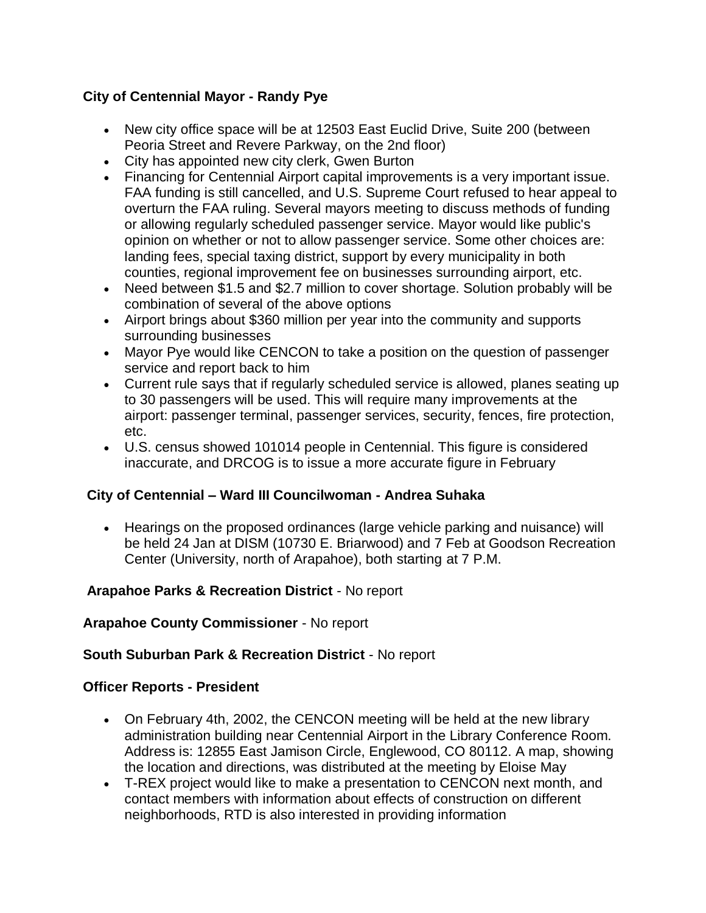**City of Centennial Mayor - Randy Pye**

- New city office space will be at 12503 East Euclid Drive, Suite 200 (between Peoria Street and Revere Parkway, on the 2nd floor)
- City has appointed new city clerk, Gwen Burton
- Financing for Centennial Airport capital improvements is a very important issue. FAA funding is still cancelled, and U.S. Supreme Court refused to hear appeal to overturn the FAA ruling. Several mayors meeting to discuss methods of funding or allowing regularly scheduled passenger service. Mayor would like public's opinion on whether or not to allow passenger service. Some other choices are: landing fees, special taxing district, support by every municipality in both counties, regional improvement fee on businesses surrounding airport, etc.
- Need between $1.5 and $2.7 million to cover shortage. Solution probably will be combination of several of the above options
- Airport brings about $360 million per year into the community and supports surrounding businesses
- Mayor Pye would like CENCON to take a position on the question of passenger service and report back to him
- Current rule says that if regularly scheduled service is allowed, planes seating up to 30 passengers will be used. This will require many improvements at the airport: passenger terminal, passenger services, security, fences, fire protection, etc.
- U.S. census showed 101014 people in Centennial. This figure is considered inaccurate, and DRCOG is to issue a more accurate figure in February

**City of Centennial – Ward III Councilwoman - Andrea Suhaka**

- Hearings on the proposed ordinances (large vehicle parking and nuisance) will be held 24 Jan at DISM (10730 E. Briarwood) and 7 Feb at Goodson Recreation Center (University, north of Arapahoe), both starting at 7 P.M.

**Arapahoe Parks & Recreation District** - No report

**Arapahoe County Commissioner** - No report

**South Suburban Park & Recreation District** - No report

**Officer Reports - President**

- On February 4th, 2002, the CENCON meeting will be held at the new library administration building near Centennial Airport in the Library Conference Room. Address is: 12855 East Jamison Circle, Englewood, CO 80112. A map, showing the location and directions, was distributed at the meeting by Eloise May
- T-REX project would like to make a presentation to CENCON next month, and contact members with information about effects of construction on different neighborhoods, RTD is also interested in providing information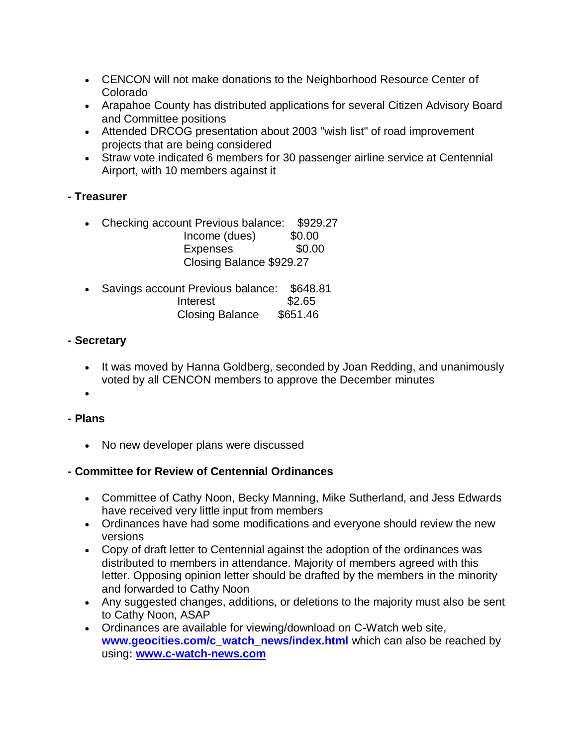- CENCON will not make donations to the Neighborhood Resource Center of Colorado
- Arapahoe County has distributed applications for several Citizen Advisory Board and Committee positions
- Attended DRCOG presentation about 2003 "wish list" of road improvement projects that are being considered
- Straw vote indicated 6 members for 30 passenger airline service at Centennial Airport, with 10 members against it

**- Treasurer**

- Checking account Previous balance: $929.27
  Income (dues) $0.00
  Expenses $0.00
  Closing Balance $929.27

- Savings account Previous balance: $648.81
  Interest $2.65
  Closing Balance $651.46

**- Secretary**

- It was moved by Hanna Goldberg, seconded by Joan Redding, and unanimously voted by all CENCON members to approve the December minutes
-

**- Plans**

- No new developer plans were discussed

**- Committee for Review of Centennial Ordinances**

- Committee of Cathy Noon, Becky Manning, Mike Sutherland, and Jess Edwards have received very little input from members
- Ordinances have had some modifications and everyone should review the new versions
- Copy of draft letter to Centennial against the adoption of the ordinances was distributed to members in attendance. Majority of members agreed with this letter. Opposing opinion letter should be drafted by the members in the minority and forwarded to Cathy Noon
- Any suggested changes, additions, or deletions to the majority must also be sent to Cathy Noon, ASAP
- Ordinances are available for viewing/download on C-Watch web site, **www.geocities.com/c_watch_news/index.html** which can also be reached by using**:** **www.c-watch-news.com**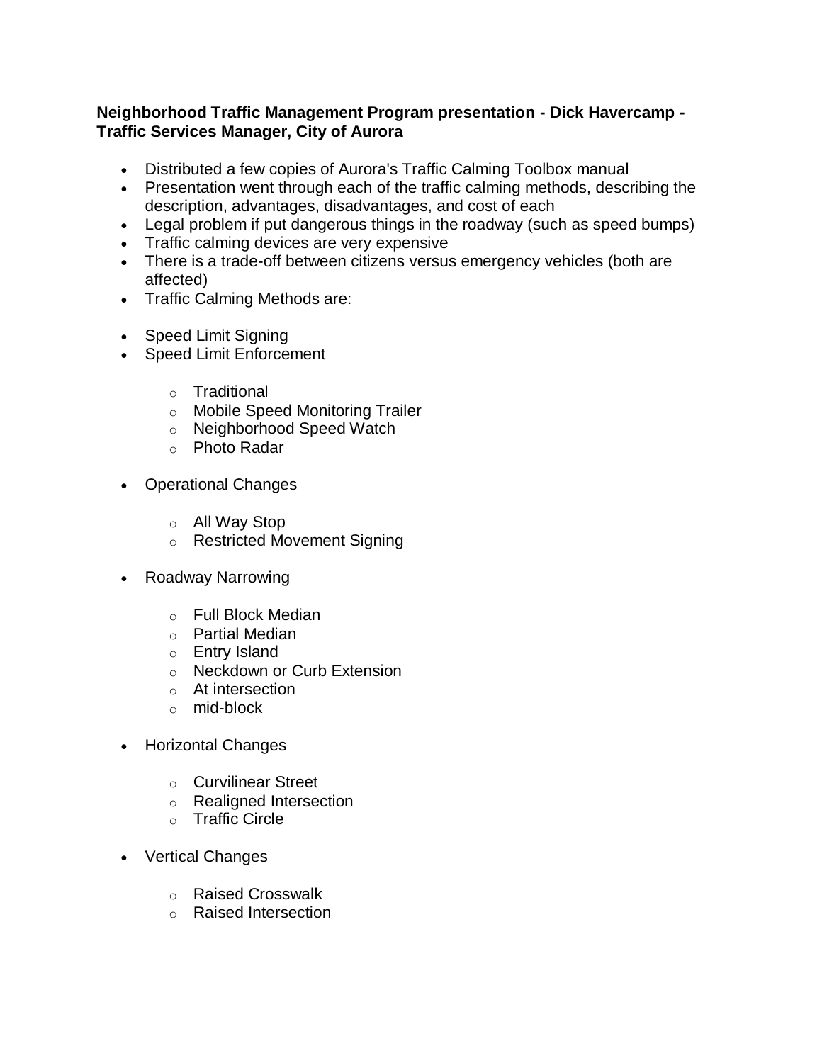**Neighborhood Traffic Management Program presentation - Dick Havercamp - Traffic Services Manager, City of Aurora**

- Distributed a few copies of Aurora's Traffic Calming Toolbox manual
- Presentation went through each of the traffic calming methods, describing the description, advantages, disadvantages, and cost of each
- Legal problem if put dangerous things in the roadway (such as speed bumps)
- Traffic calming devices are very expensive
- There is a trade-off between citizens versus emergency vehicles (both are affected)
- Traffic Calming Methods are:

- Speed Limit Signing
- Speed Limit Enforcement
    - Traditional
    - Mobile Speed Monitoring Trailer
    - Neighborhood Speed Watch
    - Photo Radar
- Operational Changes
    - All Way Stop
    - Restricted Movement Signing
- Roadway Narrowing
    - Full Block Median
    - Partial Median
    - Entry Island
    - Neckdown or Curb Extension
    - At intersection
    - mid-block
- Horizontal Changes
    - Curvilinear Street
    - Realigned Intersection
    - Traffic Circle
- Vertical Changes
    - Raised Crosswalk
    - Raised Intersection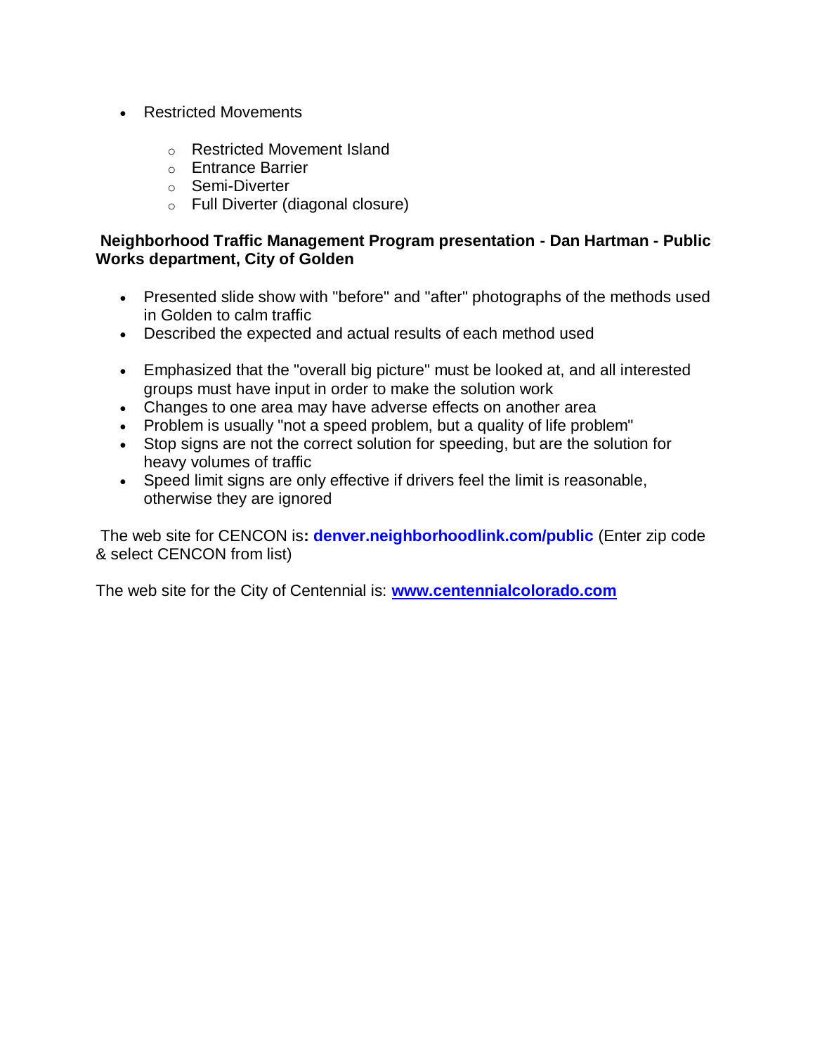- Restricted Movements
  - Restricted Movement Island
  - Entrance Barrier
  - Semi-Diverter
  - Full Diverter (diagonal closure)

**Neighborhood Traffic Management Program presentation - Dan Hartman - Public Works department, City of Golden**

- Presented slide show with "before" and "after" photographs of the methods used in Golden to calm traffic
- Described the expected and actual results of each method used
- Emphasized that the "overall big picture" must be looked at, and all interested groups must have input in order to make the solution work
- Changes to one area may have adverse effects on another area
- Problem is usually "not a speed problem, but a quality of life problem"
- Stop signs are not the correct solution for speeding, but are the solution for heavy volumes of traffic
- Speed limit signs are only effective if drivers feel the limit is reasonable, otherwise they are ignored

The web site for CENCON is**: denver.neighborhoodlink.com/public** (Enter zip code & select CENCON from list)

The web site for the City of Centennial is: **www.centennialcolorado.com**